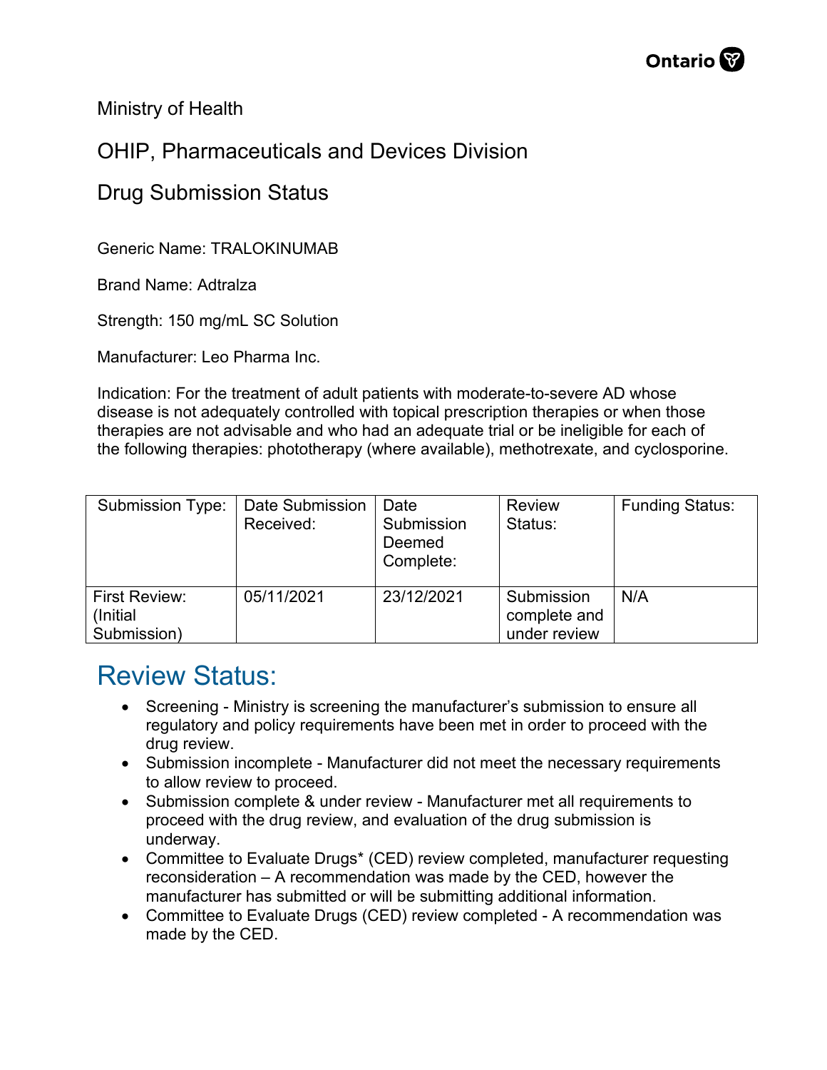Ministry of Health

OHIP, Pharmaceuticals and Devices Division

Drug Submission Status

Generic Name: TRALOKINUMAB

Brand Name: Adtralza

Strength: 150 mg/mL SC Solution

Manufacturer: Leo Pharma Inc.

Indication: For the treatment of adult patients with moderate-to-severe AD whose disease is not adequately controlled with topical prescription therapies or when those therapies are not advisable and who had an adequate trial or be ineligible for each of the following therapies: phototherapy (where available), methotrexate, and cyclosporine.

| Submission Type: | Date Submission Received: | Date Submission Deemed Complete: | Review Status: | Funding Status: |
|---|---|---|---|---|
| First Review: (Initial Submission) | 05/11/2021 | 23/12/2021 | Submission complete and under review | N/A |

# Review Status:

- Screening - Ministry is screening the manufacturer's submission to ensure all regulatory and policy requirements have been met in order to proceed with the drug review.
- Submission incomplete - Manufacturer did not meet the necessary requirements to allow review to proceed.
- Submission complete & under review - Manufacturer met all requirements to proceed with the drug review, and evaluation of the drug submission is underway.
- Committee to Evaluate Drugs* (CED) review completed, manufacturer requesting reconsideration – A recommendation was made by the CED, however the manufacturer has submitted or will be submitting additional information.
- Committee to Evaluate Drugs (CED) review completed - A recommendation was made by the CED.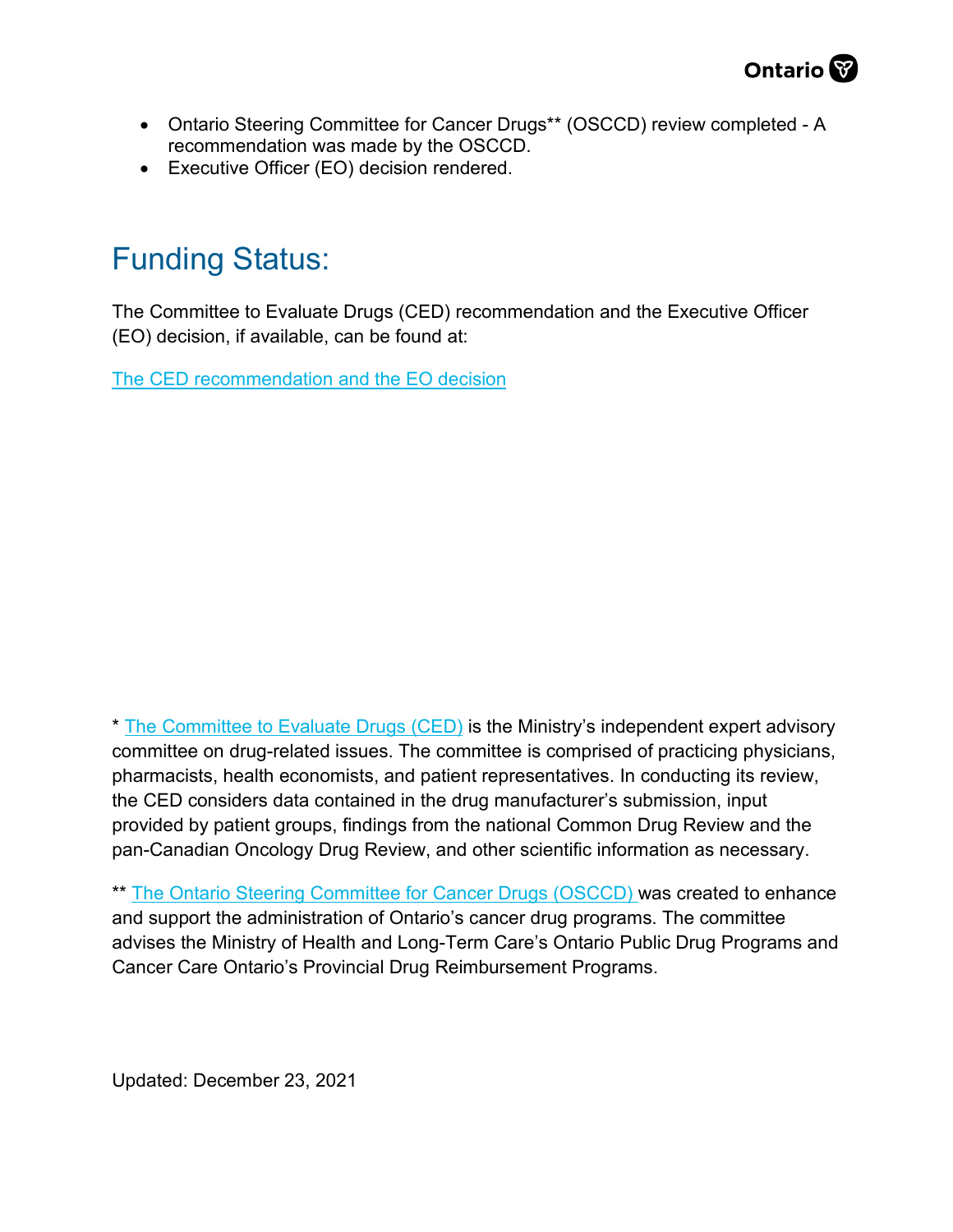- Ontario Steering Committee for Cancer Drugs** (OSCCD) review completed - A recommendation was made by the OSCCD.
- Executive Officer (EO) decision rendered.

## Funding Status:

The Committee to Evaluate Drugs (CED) recommendation and the Executive Officer (EO) decision, if available, can be found at:

The CED recommendation and the EO decision

* The Committee to Evaluate Drugs (CED) is the Ministry's independent expert advisory committee on drug-related issues. The committee is comprised of practicing physicians, pharmacists, health economists, and patient representatives. In conducting its review, the CED considers data contained in the drug manufacturer's submission, input provided by patient groups, findings from the national Common Drug Review and the pan-Canadian Oncology Drug Review, and other scientific information as necessary.

** The Ontario Steering Committee for Cancer Drugs (OSCCD) was created to enhance and support the administration of Ontario's cancer drug programs. The committee advises the Ministry of Health and Long-Term Care's Ontario Public Drug Programs and Cancer Care Ontario's Provincial Drug Reimbursement Programs.

Updated: December 23, 2021